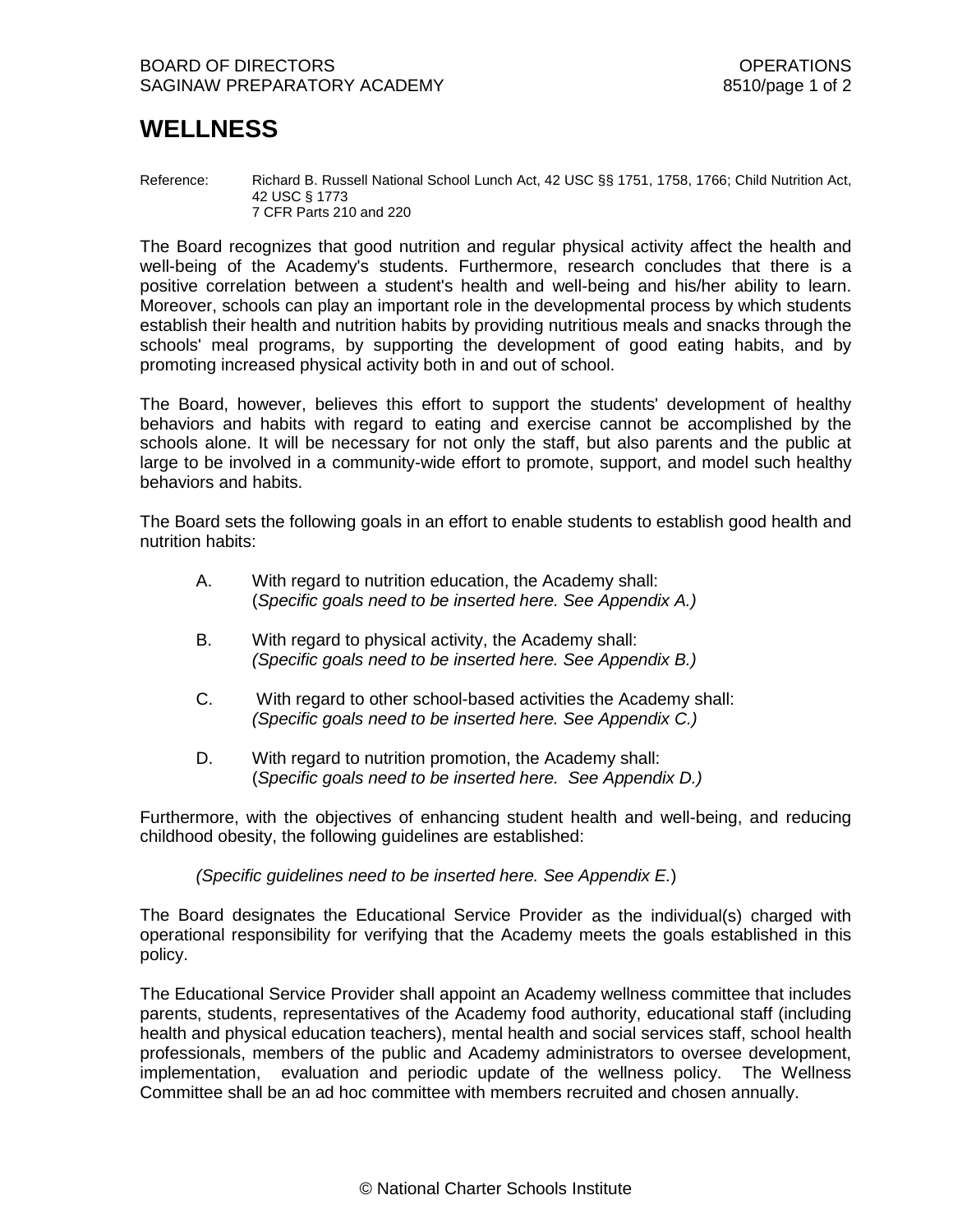# WELLNESS

Reference: Richard B. Russell National School Lunch Act, 42 USC §§ 1751, 1758, 1766; Child Nutrition Act, 42 USC § 1773
7 CFR Parts 210 and 220

The Board recognizes that good nutrition and regular physical activity affect the health and well-being of the Academy's students. Furthermore, research concludes that there is a positive correlation between a student's health and well-being and his/her ability to learn. Moreover, schools can play an important role in the developmental process by which students establish their health and nutrition habits by providing nutritious meals and snacks through the schools' meal programs, by supporting the development of good eating habits, and by promoting increased physical activity both in and out of school.

The Board, however, believes this effort to support the students' development of healthy behaviors and habits with regard to eating and exercise cannot be accomplished by the schools alone. It will be necessary for not only the staff, but also parents and the public at large to be involved in a community-wide effort to promote, support, and model such healthy behaviors and habits.

The Board sets the following goals in an effort to enable students to establish good health and nutrition habits:

A. With regard to nutrition education, the Academy shall:
(*Specific goals need to be inserted here. See Appendix A.)*

B. With regard to physical activity, the Academy shall:
*(Specific goals need to be inserted here. See Appendix B.)*

C. With regard to other school-based activities the Academy shall:
*(Specific goals need to be inserted here. See Appendix C.)*

D. With regard to nutrition promotion, the Academy shall:
(*Specific goals need to be inserted here. See Appendix D.)*

Furthermore, with the objectives of enhancing student health and well-being, and reducing childhood obesity, the following guidelines are established:

*(Specific guidelines need to be inserted here. See Appendix E.*)

The Board designates the Educational Service Provider as the individual(s) charged with operational responsibility for verifying that the Academy meets the goals established in this policy.

The Educational Service Provider shall appoint an Academy wellness committee that includes parents, students, representatives of the Academy food authority, educational staff (including health and physical education teachers), mental health and social services staff, school health professionals, members of the public and Academy administrators to oversee development, implementation, evaluation and periodic update of the wellness policy. The Wellness Committee shall be an ad hoc committee with members recruited and chosen annually.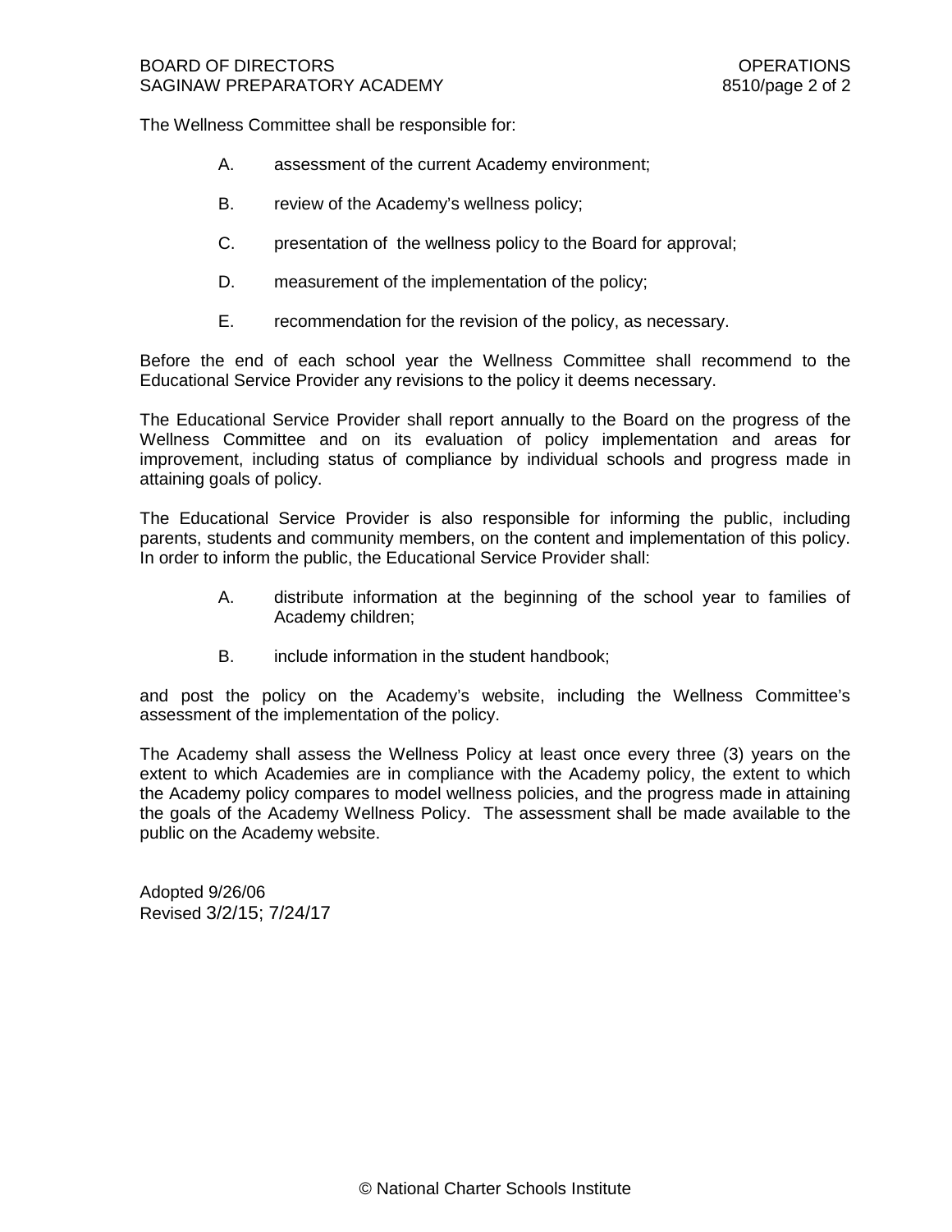The Wellness Committee shall be responsible for:

A. assessment of the current Academy environment;

B. review of the Academy's wellness policy;

C. presentation of the wellness policy to the Board for approval;

D. measurement of the implementation of the policy;

E. recommendation for the revision of the policy, as necessary.

Before the end of each school year the Wellness Committee shall recommend to the Educational Service Provider any revisions to the policy it deems necessary.

The Educational Service Provider shall report annually to the Board on the progress of the Wellness Committee and on its evaluation of policy implementation and areas for improvement, including status of compliance by individual schools and progress made in attaining goals of policy.

The Educational Service Provider is also responsible for informing the public, including parents, students and community members, on the content and implementation of this policy. In order to inform the public, the Educational Service Provider shall:

A. distribute information at the beginning of the school year to families of Academy children;

B. include information in the student handbook;

and post the policy on the Academy's website, including the Wellness Committee's assessment of the implementation of the policy.

The Academy shall assess the Wellness Policy at least once every three (3) years on the extent to which Academies are in compliance with the Academy policy, the extent to which the Academy policy compares to model wellness policies, and the progress made in attaining the goals of the Academy Wellness Policy. The assessment shall be made available to the public on the Academy website.

Adopted 9/26/06
Revised 3/2/15; 7/24/17

© National Charter Schools Institute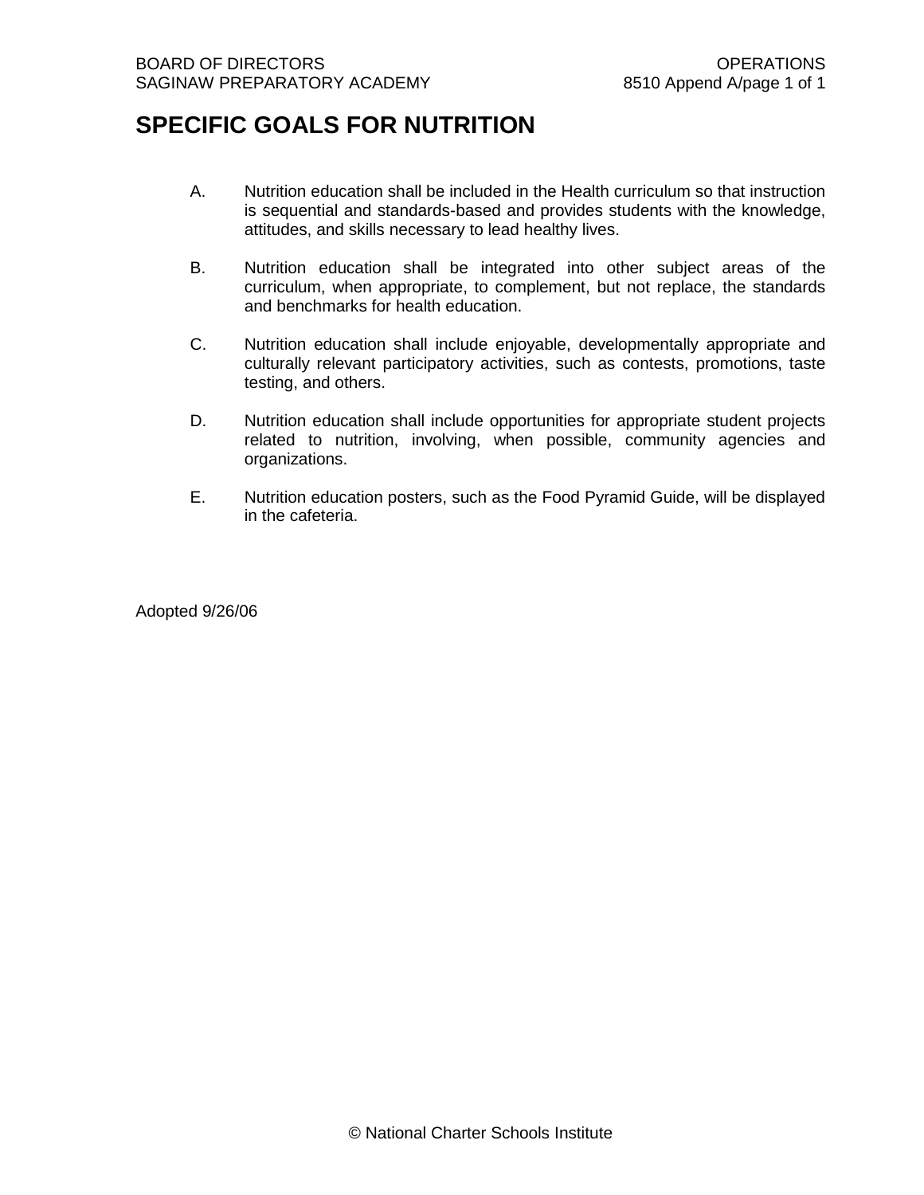# SPECIFIC GOALS FOR NUTRITION

A. Nutrition education shall be included in the Health curriculum so that instruction is sequential and standards-based and provides students with the knowledge, attitudes, and skills necessary to lead healthy lives.

B. Nutrition education shall be integrated into other subject areas of the curriculum, when appropriate, to complement, but not replace, the standards and benchmarks for health education.

C. Nutrition education shall include enjoyable, developmentally appropriate and culturally relevant participatory activities, such as contests, promotions, taste testing, and others.

D. Nutrition education shall include opportunities for appropriate student projects related to nutrition, involving, when possible, community agencies and organizations.

E. Nutrition education posters, such as the Food Pyramid Guide, will be displayed in the cafeteria.

Adopted 9/26/06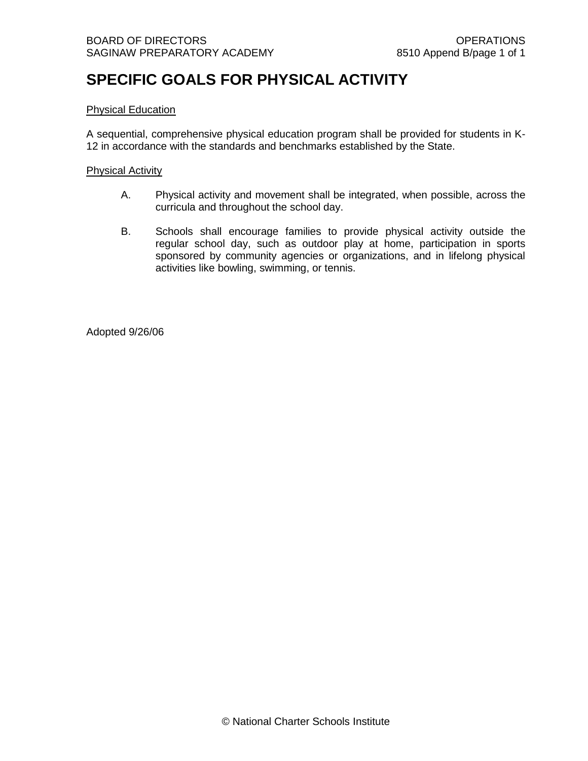# SPECIFIC GOALS FOR PHYSICAL ACTIVITY

Physical Education

A sequential, comprehensive physical education program shall be provided for students in K-12 in accordance with the standards and benchmarks established by the State.

Physical Activity

A. Physical activity and movement shall be integrated, when possible, across the curricula and throughout the school day.

B. Schools shall encourage families to provide physical activity outside the regular school day, such as outdoor play at home, participation in sports sponsored by community agencies or organizations, and in lifelong physical activities like bowling, swimming, or tennis.

Adopted 9/26/06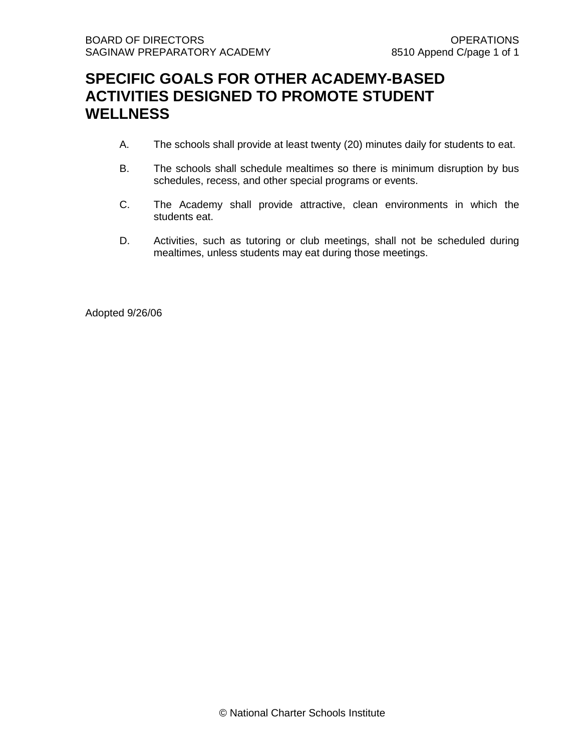# SPECIFIC GOALS FOR OTHER ACADEMY-BASED ACTIVITIES DESIGNED TO PROMOTE STUDENT WELLNESS

A. The schools shall provide at least twenty (20) minutes daily for students to eat.

B. The schools shall schedule mealtimes so there is minimum disruption by bus schedules, recess, and other special programs or events.

C. The Academy shall provide attractive, clean environments in which the students eat.

D. Activities, such as tutoring or club meetings, shall not be scheduled during mealtimes, unless students may eat during those meetings.

Adopted 9/26/06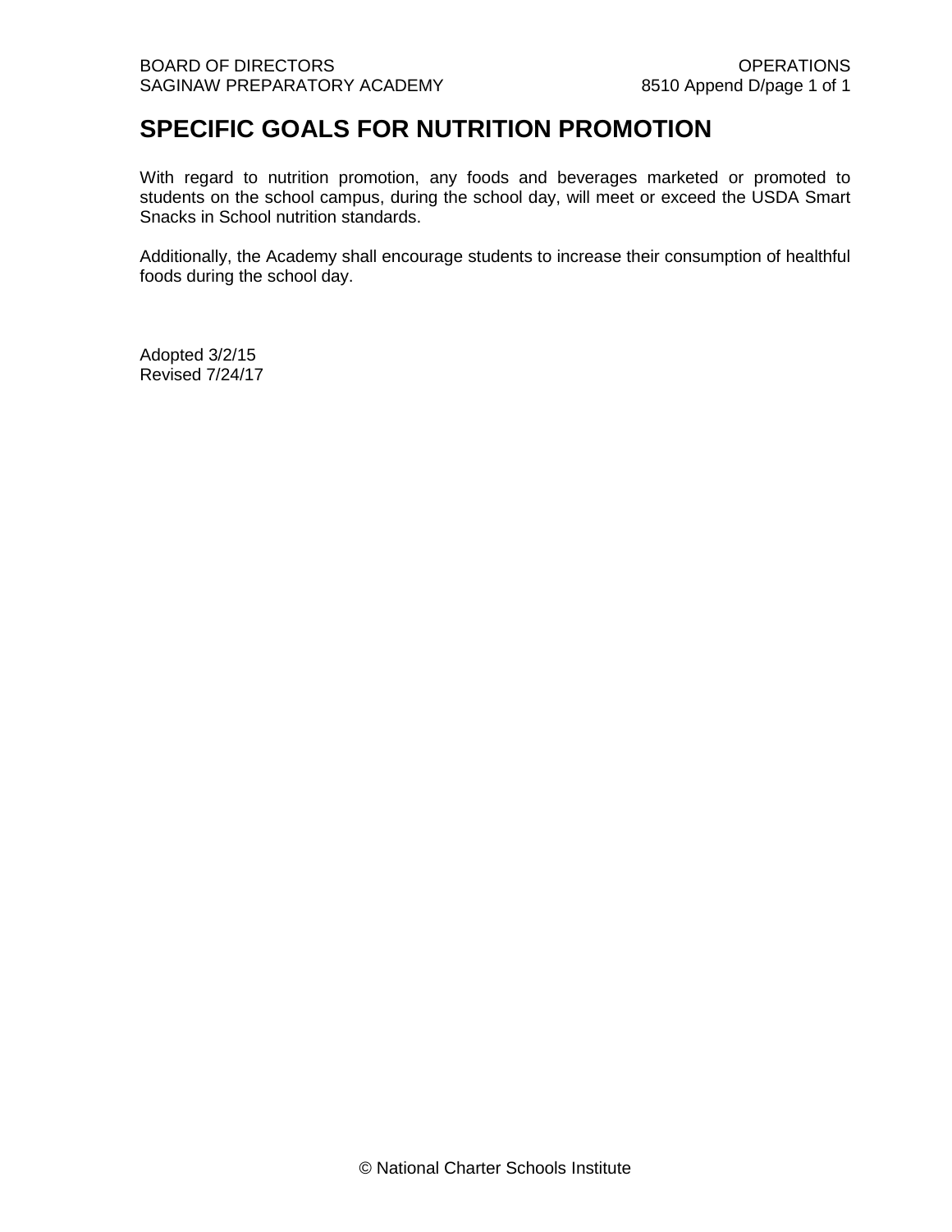# SPECIFIC GOALS FOR NUTRITION PROMOTION

With regard to nutrition promotion, any foods and beverages marketed or promoted to students on the school campus, during the school day, will meet or exceed the USDA Smart Snacks in School nutrition standards.

Additionally, the Academy shall encourage students to increase their consumption of healthful foods during the school day.

Adopted 3/2/15
Revised 7/24/17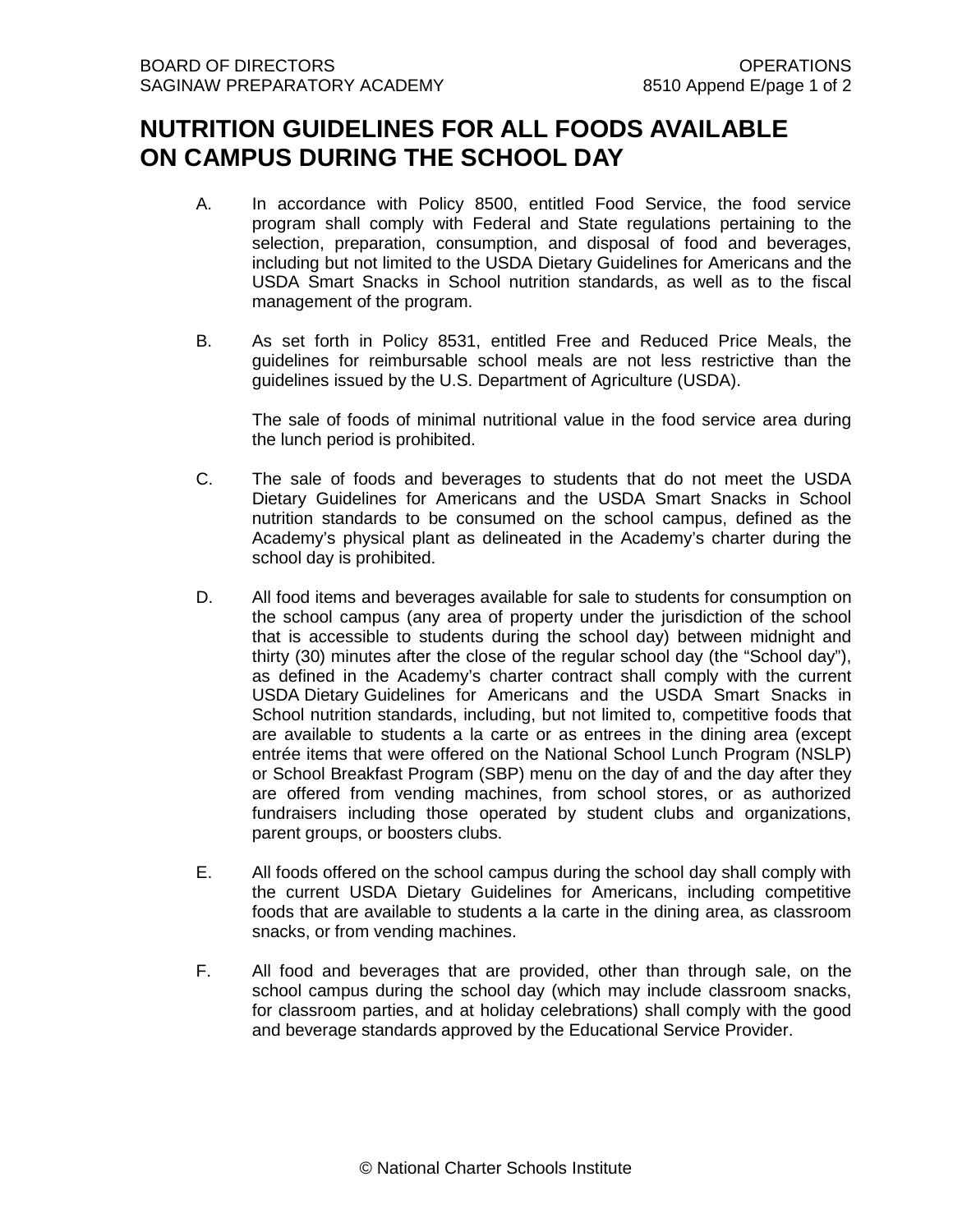# NUTRITION GUIDELINES FOR ALL FOODS AVAILABLE ON CAMPUS DURING THE SCHOOL DAY

A. In accordance with Policy 8500, entitled Food Service, the food service program shall comply with Federal and State regulations pertaining to the selection, preparation, consumption, and disposal of food and beverages, including but not limited to the USDA Dietary Guidelines for Americans and the USDA Smart Snacks in School nutrition standards, as well as to the fiscal management of the program.

B. As set forth in Policy 8531, entitled Free and Reduced Price Meals, the guidelines for reimbursable school meals are not less restrictive than the guidelines issued by the U.S. Department of Agriculture (USDA).

   The sale of foods of minimal nutritional value in the food service area during the lunch period is prohibited.

C. The sale of foods and beverages to students that do not meet the USDA Dietary Guidelines for Americans and the USDA Smart Snacks in School nutrition standards to be consumed on the school campus, defined as the Academy's physical plant as delineated in the Academy's charter during the school day is prohibited.

D. All food items and beverages available for sale to students for consumption on the school campus (any area of property under the jurisdiction of the school that is accessible to students during the school day) between midnight and thirty (30) minutes after the close of the regular school day (the "School day"), as defined in the Academy's charter contract shall comply with the current USDA Dietary Guidelines for Americans and the USDA Smart Snacks in School nutrition standards, including, but not limited to, competitive foods that are available to students a la carte or as entrees in the dining area (except entrée items that were offered on the National School Lunch Program (NSLP) or School Breakfast Program (SBP) menu on the day of and the day after they are offered from vending machines, from school stores, or as authorized fundraisers including those operated by student clubs and organizations, parent groups, or boosters clubs.

E. All foods offered on the school campus during the school day shall comply with the current USDA Dietary Guidelines for Americans, including competitive foods that are available to students a la carte in the dining area, as classroom snacks, or from vending machines.

F. All food and beverages that are provided, other than through sale, on the school campus during the school day (which may include classroom snacks, for classroom parties, and at holiday celebrations) shall comply with the good and beverage standards approved by the Educational Service Provider.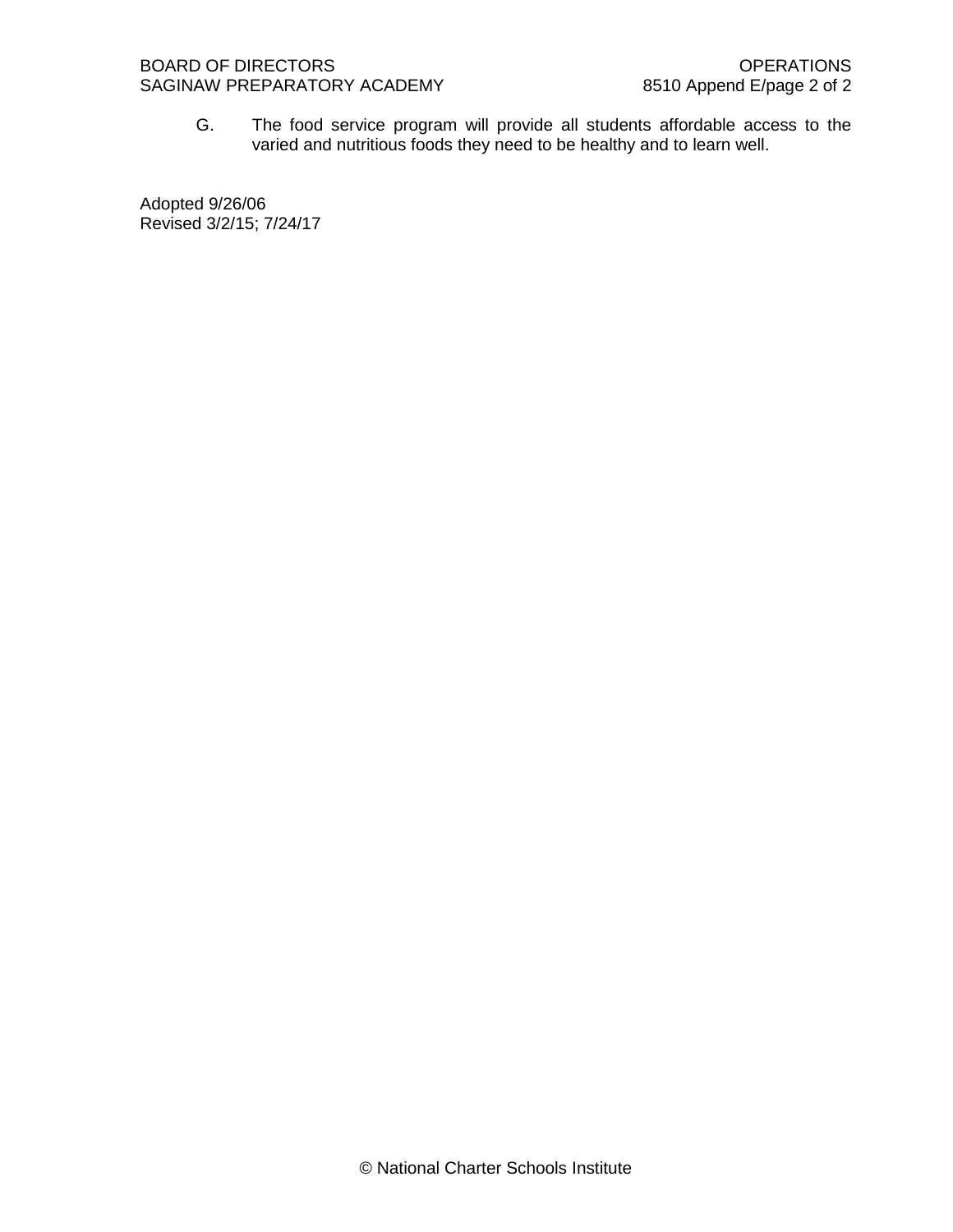G. The food service program will provide all students affordable access to the varied and nutritious foods they need to be healthy and to learn well.

Adopted 9/26/06
Revised 3/2/15; 7/24/17